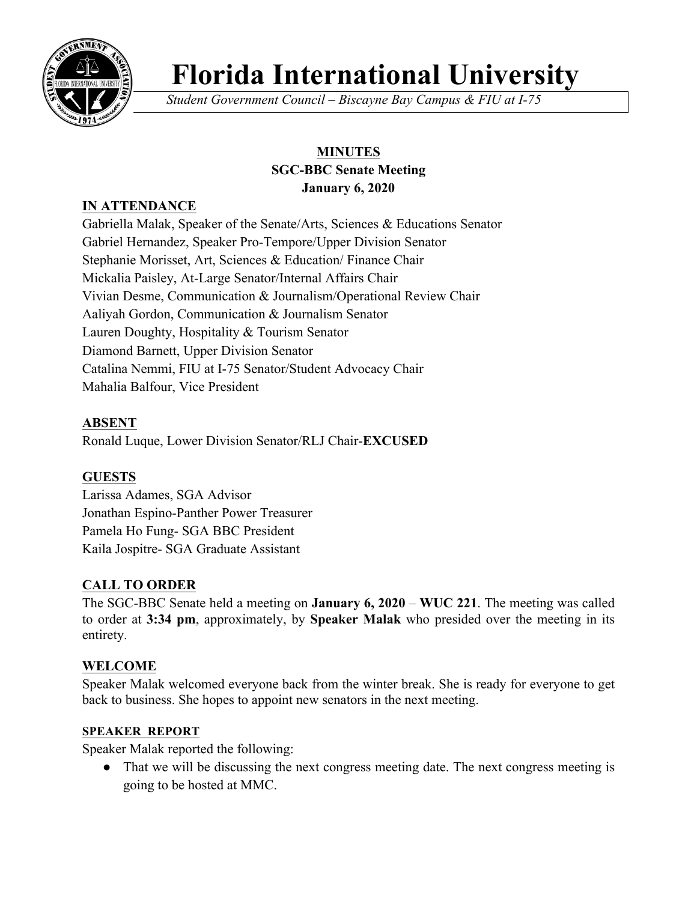# Florida International University

*Student Government Council – Biscayne Bay Campus & FIU at I-75*

**MINUTES**
**SGC-BBC Senate Meeting**
**January 6, 2020**

## IN ATTENDANCE

Gabriella Malak, Speaker of the Senate/Arts, Sciences & Educations Senator
Gabriel Hernandez, Speaker Pro-Tempore/Upper Division Senator
Stephanie Morisset, Art, Sciences & Education/ Finance Chair
Mickalia Paisley, At-Large Senator/Internal Affairs Chair
Vivian Desme, Communication & Journalism/Operational Review Chair
Aaliyah Gordon, Communication & Journalism Senator
Lauren Doughty, Hospitality & Tourism Senator
Diamond Barnett, Upper Division Senator
Catalina Nemmi, FIU at I-75 Senator/Student Advocacy Chair
Mahalia Balfour, Vice President

## ABSENT

Ronald Luque, Lower Division Senator/RLJ Chair-**EXCUSED**

## GUESTS

Larissa Adames, SGA Advisor
Jonathan Espino-Panther Power Treasurer
Pamela Ho Fung- SGA BBC President
Kaila Jospitre- SGA Graduate Assistant

## CALL TO ORDER

The SGC-BBC Senate held a meeting on **January 6, 2020** – **WUC 221**. The meeting was called to order at **3:34 pm**, approximately, by **Speaker Malak** who presided over the meeting in its entirety.

## WELCOME

Speaker Malak welcomed everyone back from the winter break. She is ready for everyone to get back to business. She hopes to appoint new senators in the next meeting.

### SPEAKER REPORT

Speaker Malak reported the following:

- That we will be discussing the next congress meeting date. The next congress meeting is going to be hosted at MMC.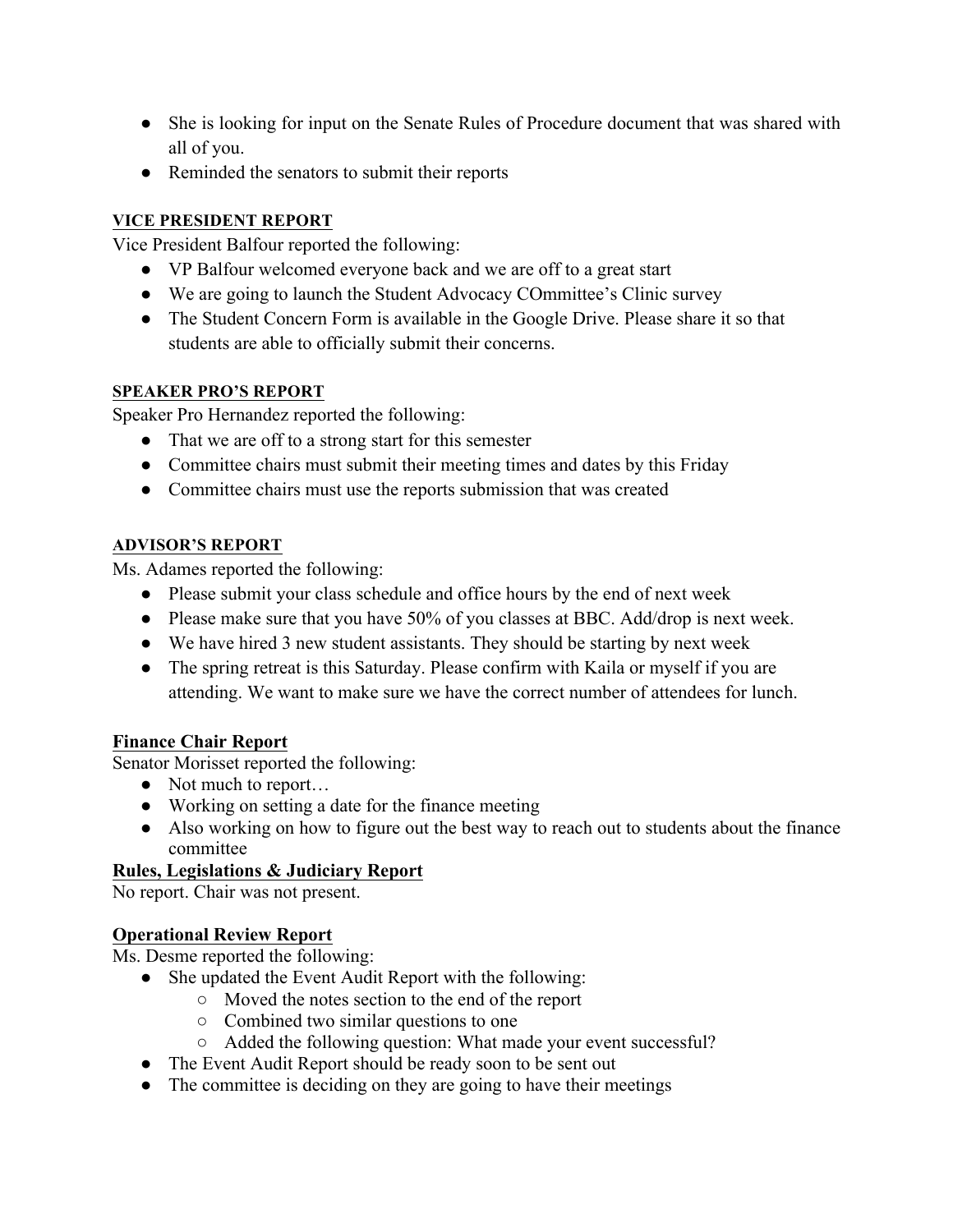- She is looking for input on the Senate Rules of Procedure document that was shared with all of you.
- Reminded the senators to submit their reports

## VICE PRESIDENT REPORT

Vice President Balfour reported the following:

- VP Balfour welcomed everyone back and we are off to a great start
- We are going to launch the Student Advocacy COmmittee's Clinic survey
- The Student Concern Form is available in the Google Drive. Please share it so that students are able to officially submit their concerns.

## SPEAKER PRO'S REPORT

Speaker Pro Hernandez reported the following:

- That we are off to a strong start for this semester
- Committee chairs must submit their meeting times and dates by this Friday
- Committee chairs must use the reports submission that was created

## ADVISOR'S REPORT

Ms. Adames reported the following:

- Please submit your class schedule and office hours by the end of next week
- Please make sure that you have 50% of you classes at BBC. Add/drop is next week.
- We have hired 3 new student assistants. They should be starting by next week
- The spring retreat is this Saturday. Please confirm with Kaila or myself if you are attending. We want to make sure we have the correct number of attendees for lunch.

## Finance Chair Report

Senator Morisset reported the following:

- Not much to report…
- Working on setting a date for the finance meeting
- Also working on how to figure out the best way to reach out to students about the finance committee

## Rules, Legislations & Judiciary Report

No report. Chair was not present.

## Operational Review Report

Ms. Desme reported the following:

- She updated the Event Audit Report with the following:
  - Moved the notes section to the end of the report
  - Combined two similar questions to one
  - Added the following question: What made your event successful?
- The Event Audit Report should be ready soon to be sent out
- The committee is deciding on they are going to have their meetings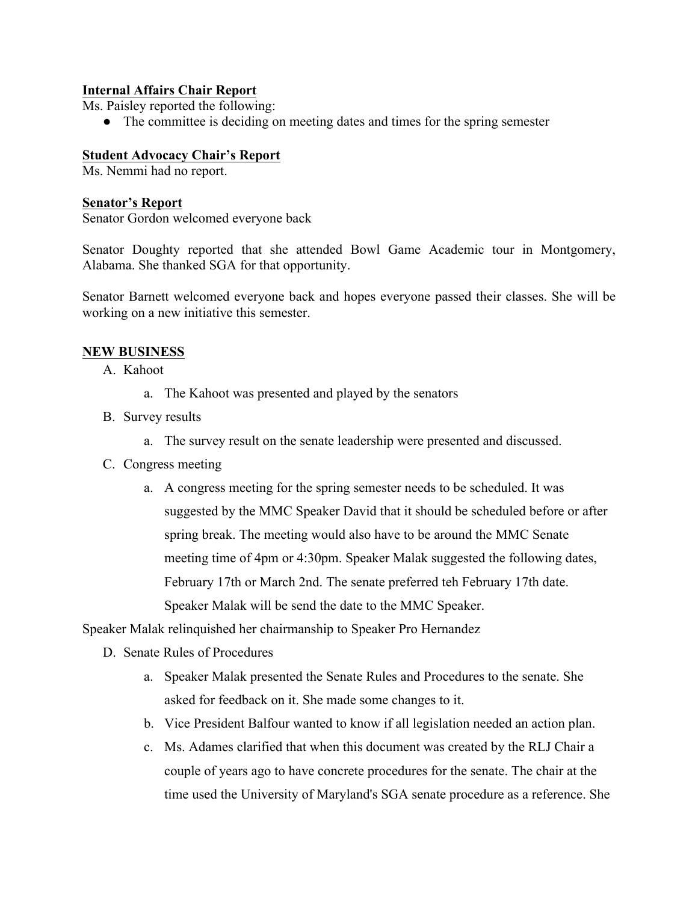**Internal Affairs Chair Report**

Ms. Paisley reported the following:

- The committee is deciding on meeting dates and times for the spring semester

**Student Advocacy Chair's Report**

Ms. Nemmi had no report.

**Senator's Report**

Senator Gordon welcomed everyone back

Senator Doughty reported that she attended Bowl Game Academic tour in Montgomery, Alabama. She thanked SGA for that opportunity.

Senator Barnett welcomed everyone back and hopes everyone passed their classes. She will be working on a new initiative this semester.

**NEW BUSINESS**

A. Kahoot
   a. The Kahoot was presented and played by the senators
B. Survey results
   a. The survey result on the senate leadership were presented and discussed.
C. Congress meeting
   a. A congress meeting for the spring semester needs to be scheduled. It was suggested by the MMC Speaker David that it should be scheduled before or after spring break. The meeting would also have to be around the MMC Senate meeting time of 4pm or 4:30pm. Speaker Malak suggested the following dates, February 17th or March 2nd. The senate preferred teh February 17th date. Speaker Malak will be send the date to the MMC Speaker.

Speaker Malak relinquished her chairmanship to Speaker Pro Hernandez

D. Senate Rules of Procedures
   a. Speaker Malak presented the Senate Rules and Procedures to the senate. She asked for feedback on it. She made some changes to it.
   b. Vice President Balfour wanted to know if all legislation needed an action plan.
   c. Ms. Adames clarified that when this document was created by the RLJ Chair a couple of years ago to have concrete procedures for the senate. The chair at the time used the University of Maryland's SGA senate procedure as a reference. She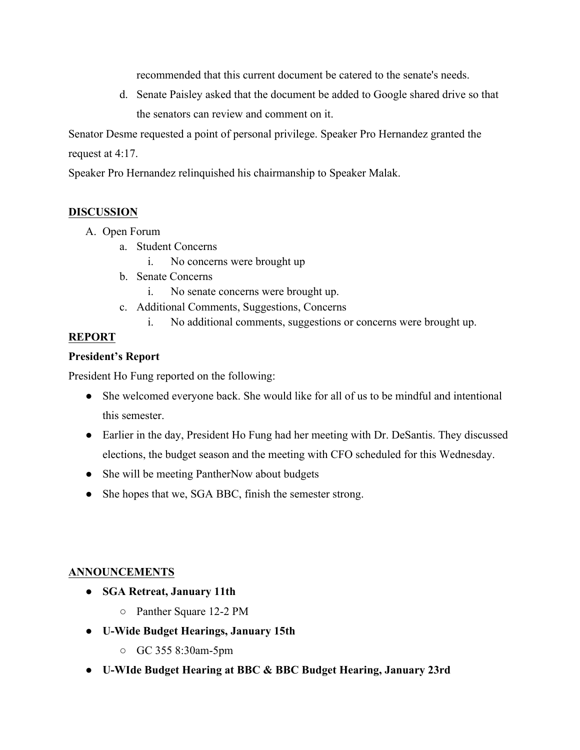recommended that this current document be catered to the senate's needs.

d. Senate Paisley asked that the document be added to Google shared drive so that the senators can review and comment on it.

Senator Desme requested a point of personal privilege. Speaker Pro Hernandez granted the request at 4:17.

Speaker Pro Hernandez relinquished his chairmanship to Speaker Malak.

**DISCUSSION**

A. Open Forum
   a. Student Concerns
      i. No concerns were brought up
   b. Senate Concerns
      i. No senate concerns were brought up.
   c. Additional Comments, Suggestions, Concerns
      i. No additional comments, suggestions or concerns were brought up.

**REPORT**

**President's Report**

President Ho Fung reported on the following:

- She welcomed everyone back. She would like for all of us to be mindful and intentional this semester.
- Earlier in the day, President Ho Fung had her meeting with Dr. DeSantis. They discussed elections, the budget season and the meeting with CFO scheduled for this Wednesday.
- She will be meeting PantherNow about budgets
- She hopes that we, SGA BBC, finish the semester strong.

**ANNOUNCEMENTS**

- **SGA Retreat, January 11th**
  - Panther Square 12-2 PM
- **U-Wide Budget Hearings, January 15th**
  - GC 355 8:30am-5pm
- **U-WIde Budget Hearing at BBC & BBC Budget Hearing, January 23rd**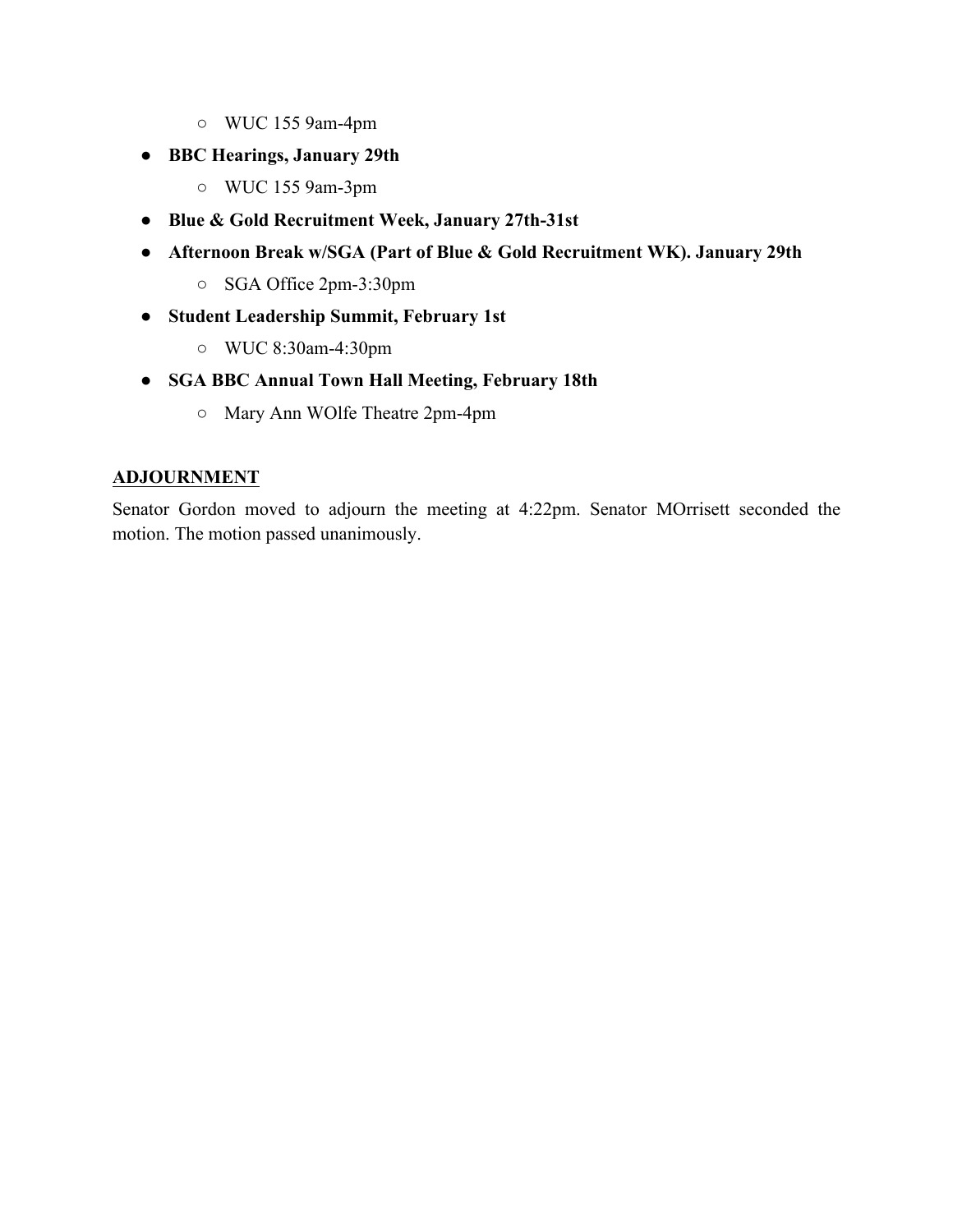- WUC 155 9am-4pm
- **BBC Hearings, January 29th**
    - WUC 155 9am-3pm
- **Blue & Gold Recruitment Week, January 27th-31st**
- **Afternoon Break w/SGA (Part of Blue & Gold Recruitment WK). January 29th**
    - SGA Office 2pm-3:30pm
- **Student Leadership Summit, February 1st**
    - WUC 8:30am-4:30pm
- **SGA BBC Annual Town Hall Meeting, February 18th**
    - Mary Ann WOlfe Theatre 2pm-4pm

**ADJOURNMENT**

Senator Gordon moved to adjourn the meeting at 4:22pm. Senator MOrrisett seconded the motion. The motion passed unanimously.